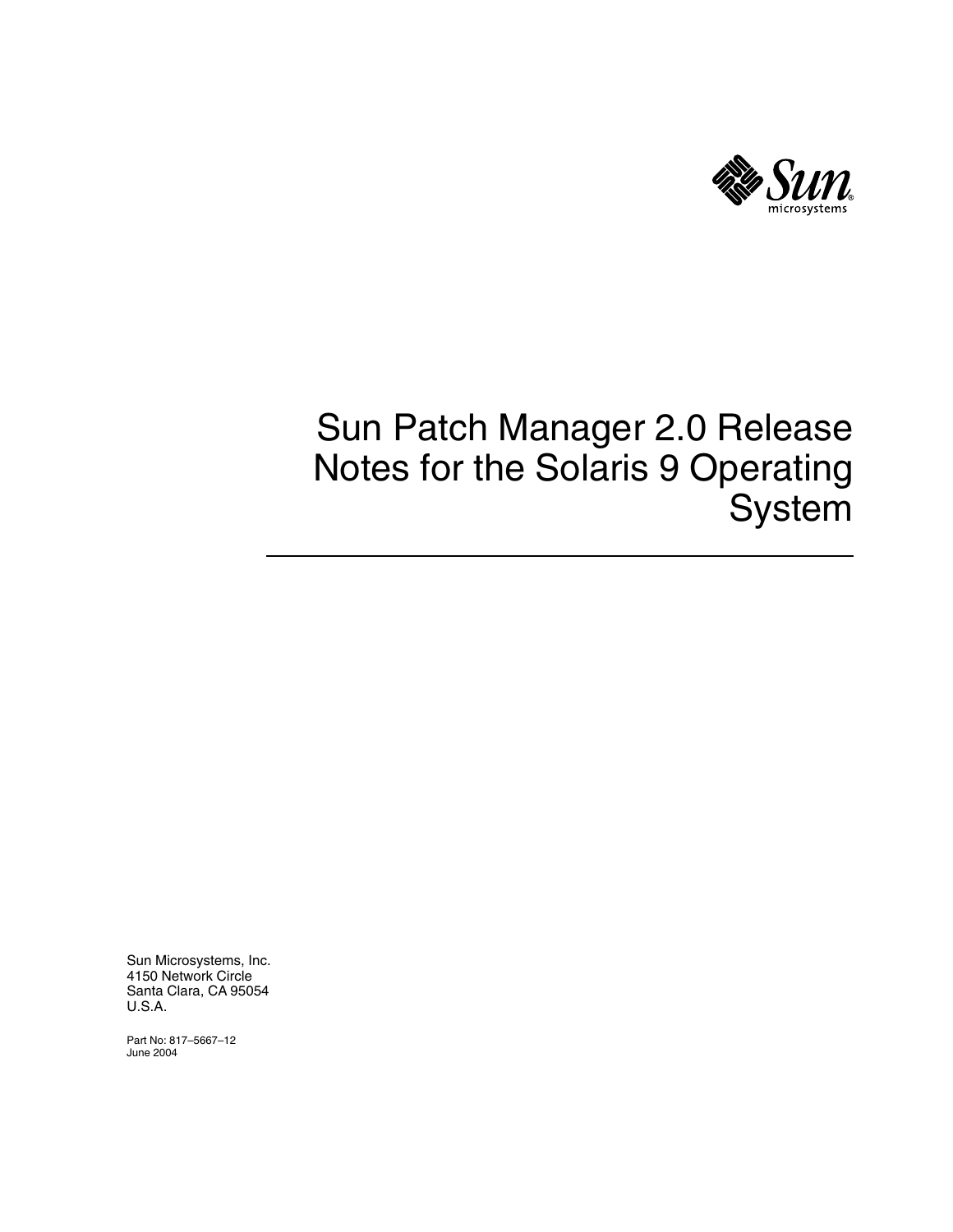# Sun Patch Manager 2.0 Release Notes for the Solaris 9 Operating System

Sun Microsystems, Inc.
4150 Network Circle
Santa Clara, CA 95054
U.S.A.

Part No: 817–5667–12
June 2004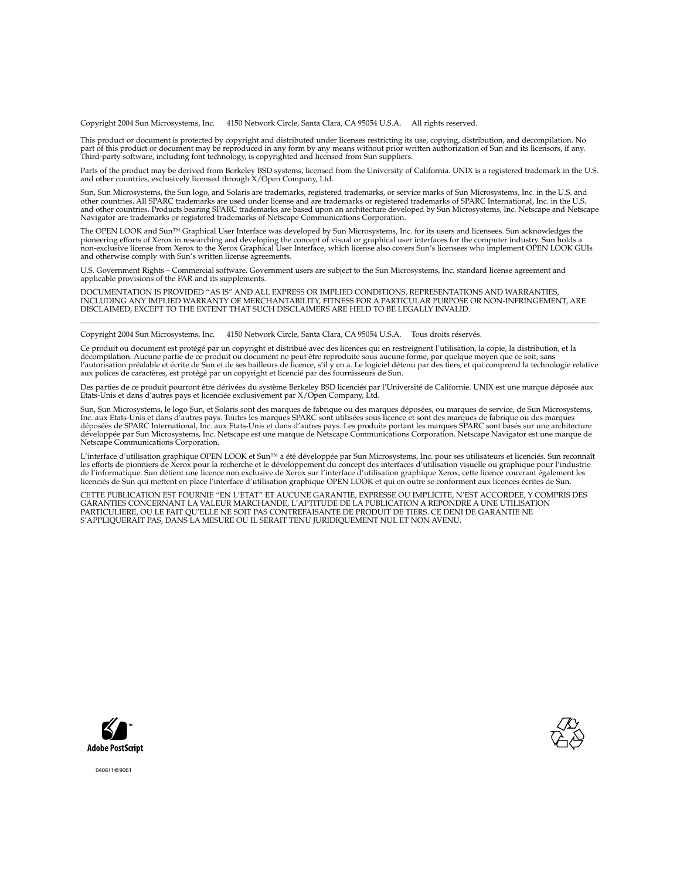Copyright 2004 Sun Microsystems, Inc. 4150 Network Circle, Santa Clara, CA 95054 U.S.A. All rights reserved.

This product or document is protected by copyright and distributed under licenses restricting its use, copying, distribution, and decompilation. No part of this product or document may be reproduced in any form by any means without prior written authorization of Sun and its licensors, if any. Third-party software, including font technology, is copyrighted and licensed from Sun suppliers.

Parts of the product may be derived from Berkeley BSD systems, licensed from the University of California. UNIX is a registered trademark in the U.S. and other countries, exclusively licensed through X/Open Company, Ltd.

Sun, Sun Microsystems, the Sun logo, and Solaris are trademarks, registered trademarks, or service marks of Sun Microsystems, Inc. in the U.S. and other countries. All SPARC trademarks are used under license and are trademarks or registered trademarks of SPARC International, Inc. in the U.S. and other countries. Products bearing SPARC trademarks are based upon an architecture developed by Sun Microsystems, Inc. Netscape and Netscape Navigator are trademarks or registered trademarks of Netscape Communications Corporation.

The OPEN LOOK and Sun™ Graphical User Interface was developed by Sun Microsystems, Inc. for its users and licensees. Sun acknowledges the pioneering efforts of Xerox in researching and developing the concept of visual or graphical user interfaces for the computer industry. Sun holds a non-exclusive license from Xerox to the Xerox Graphical User Interface, which license also covers Sun's licensees who implement OPEN LOOK GUIs and otherwise comply with Sun's written license agreements.

U.S. Government Rights – Commercial software. Government users are subject to the Sun Microsystems, Inc. standard license agreement and applicable provisions of the FAR and its supplements.

DOCUMENTATION IS PROVIDED "AS IS" AND ALL EXPRESS OR IMPLIED CONDITIONS, REPRESENTATIONS AND WARRANTIES, INCLUDING ANY IMPLIED WARRANTY OF MERCHANTABILITY, FITNESS FOR A PARTICULAR PURPOSE OR NON-INFRINGEMENT, ARE DISCLAIMED, EXCEPT TO THE EXTENT THAT SUCH DISCLAIMERS ARE HELD TO BE LEGALLY INVALID.

---

Copyright 2004 Sun Microsystems, Inc. 4150 Network Circle, Santa Clara, CA 95054 U.S.A. Tous droits réservés.

Ce produit ou document est protégé par un copyright et distribué avec des licences qui en restreignent l'utilisation, la copie, la distribution, et la décompilation. Aucune partie de ce produit ou document ne peut être reproduite sous aucune forme, par quelque moyen que ce soit, sans l'autorisation préalable et écrite de Sun et de ses bailleurs de licence, s'il y en a. Le logiciel détenu par des tiers, et qui comprend la technologie relative aux polices de caractères, est protégé par un copyright et licencié par des fournisseurs de Sun.

Des parties de ce produit pourront être dérivées du système Berkeley BSD licenciés par l'Université de Californie. UNIX est une marque déposée aux Etats-Unis et dans d'autres pays et licenciée exclusivement par X/Open Company, Ltd.

Sun, Sun Microsystems, le logo Sun, et Solaris sont des marques de fabrique ou des marques déposées, ou marques de service, de Sun Microsystems, Inc. aux Etats-Unis et dans d'autres pays. Toutes les marques SPARC sont utilisées sous licence et sont des marques de fabrique ou des marques déposées de SPARC International, Inc. aux Etats-Unis et dans d'autres pays. Les produits portant les marques SPARC sont basés sur une architecture développée par Sun Microsystems, Inc. Netscape est une marque de Netscape Communications Corporation. Netscape Navigator est une marque de Netscape Communications Corporation.

L'interface d'utilisation graphique OPEN LOOK et Sun™ a été développée par Sun Microsystems, Inc. pour ses utilisateurs et licenciés. Sun reconnaît les efforts de pionniers de Xerox pour la recherche et le développement du concept des interfaces d'utilisation visuelle ou graphique pour l'industrie de l'informatique. Sun détient une licence non exclusive de Xerox sur l'interface d'utilisation graphique Xerox, cette licence couvrant également les licenciés de Sun qui mettent en place l'interface d'utilisation graphique OPEN LOOK et qui en outre se conforment aux licences écrites de Sun.

CETTE PUBLICATION EST FOURNIE "EN L'ETAT" ET AUCUNE GARANTIE, EXPRESSE OU IMPLICITE, N'EST ACCORDEE, Y COMPRIS DES GARANTIES CONCERNANT LA VALEUR MARCHANDE, L'APTITUDE DE LA PUBLICATION A REPONDRE A UNE UTILISATION PARTICULIERE, OU LE FAIT QU'ELLE NE SOIT PAS CONTREFAISANTE DE PRODUIT DE TIERS. CE DENI DE GARANTIE NE S'APPLIQUERAIT PAS, DANS LA MESURE OU IL SERAIT TENU JURIDIQUEMENT NUL ET NON AVENU.

Adobe PostScript

040611@9061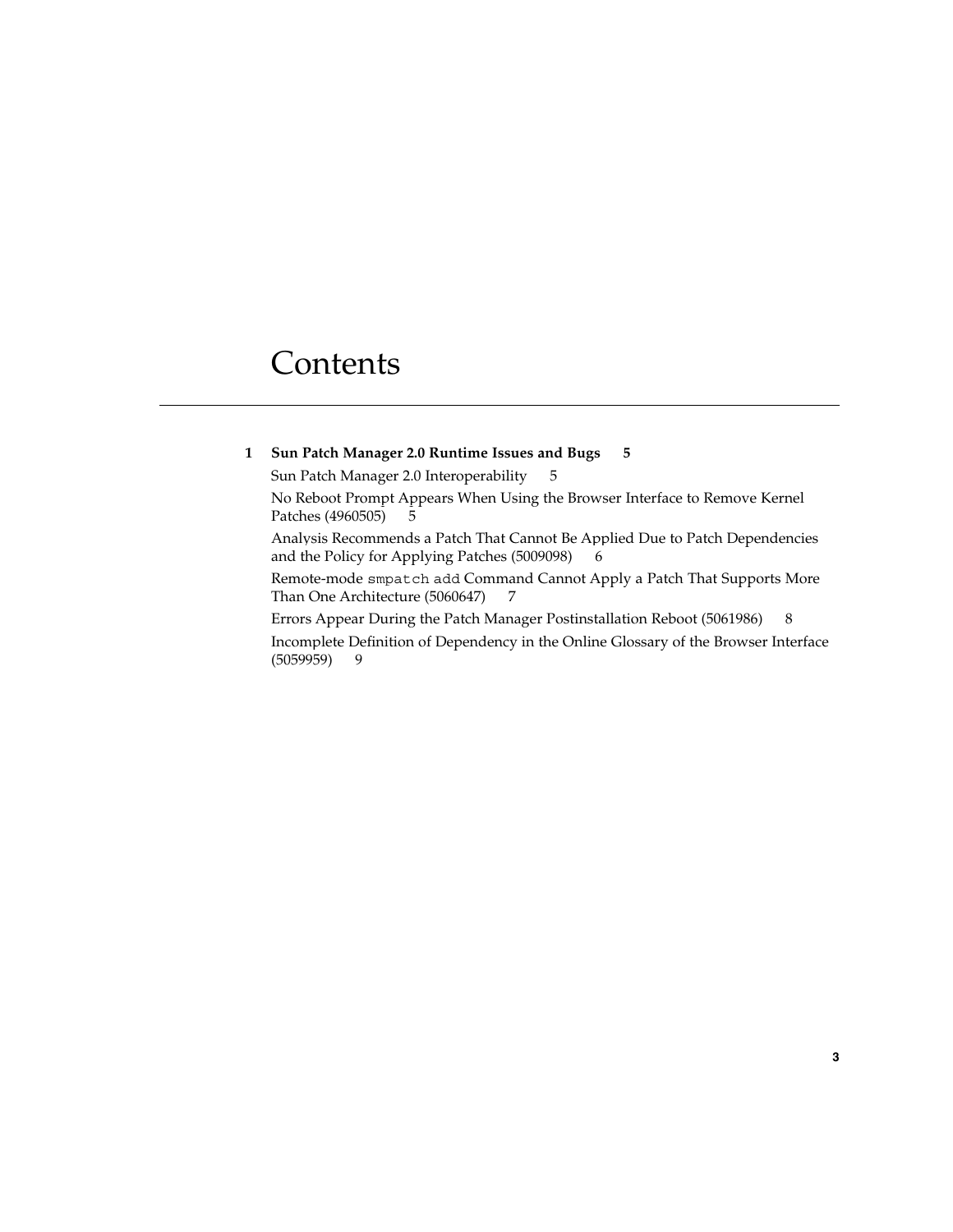# Contents

**1 Sun Patch Manager 2.0 Runtime Issues and Bugs 5**

Sun Patch Manager 2.0 Interoperability 5

No Reboot Prompt Appears When Using the Browser Interface to Remove Kernel Patches (4960505) 5

Analysis Recommends a Patch That Cannot Be Applied Due to Patch Dependencies and the Policy for Applying Patches (5009098) 6

Remote-mode `smpatch add` Command Cannot Apply a Patch That Supports More Than One Architecture (5060647) 7

Errors Appear During the Patch Manager Postinstallation Reboot (5061986) 8

Incomplete Definition of Dependency in the Online Glossary of the Browser Interface (5059959) 9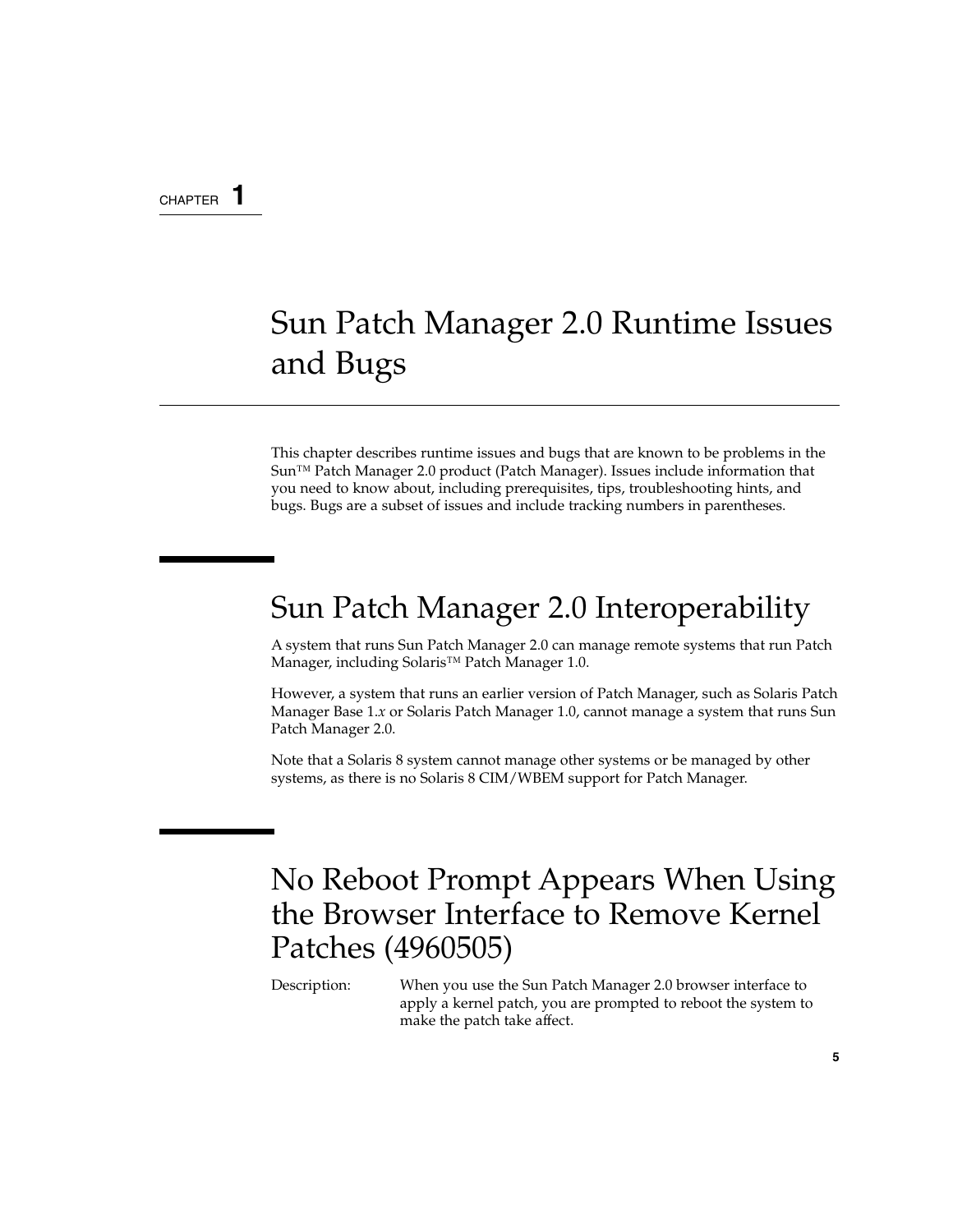CHAPTER 1

# Sun Patch Manager 2.0 Runtime Issues and Bugs

This chapter describes runtime issues and bugs that are known to be problems in the Sun™ Patch Manager 2.0 product (Patch Manager). Issues include information that you need to know about, including prerequisites, tips, troubleshooting hints, and bugs. Bugs are a subset of issues and include tracking numbers in parentheses.

## Sun Patch Manager 2.0 Interoperability

A system that runs Sun Patch Manager 2.0 can manage remote systems that run Patch Manager, including Solaris™ Patch Manager 1.0.

However, a system that runs an earlier version of Patch Manager, such as Solaris Patch Manager Base 1.*x* or Solaris Patch Manager 1.0, cannot manage a system that runs Sun Patch Manager 2.0.

Note that a Solaris 8 system cannot manage other systems or be managed by other systems, as there is no Solaris 8 CIM/WBEM support for Patch Manager.

## No Reboot Prompt Appears When Using the Browser Interface to Remove Kernel Patches (4960505)

Description: When you use the Sun Patch Manager 2.0 browser interface to apply a kernel patch, you are prompted to reboot the system to make the patch take affect.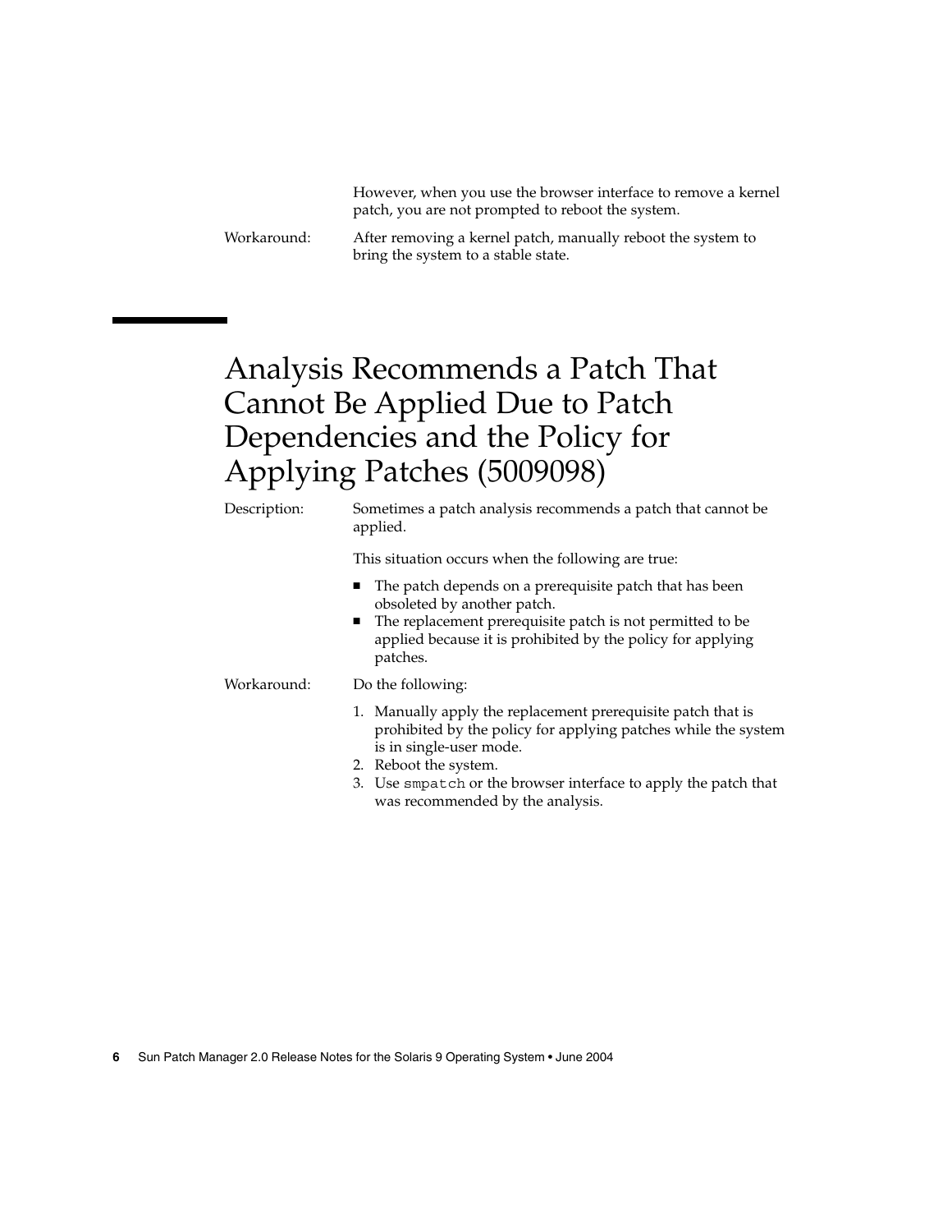However, when you use the browser interface to remove a kernel patch, you are not prompted to reboot the system.

Workaround: After removing a kernel patch, manually reboot the system to bring the system to a stable state.

## Analysis Recommends a Patch That Cannot Be Applied Due to Patch Dependencies and the Policy for Applying Patches (5009098)

Description: Sometimes a patch analysis recommends a patch that cannot be applied.

This situation occurs when the following are true:

- The patch depends on a prerequisite patch that has been obsoleted by another patch.
- The replacement prerequisite patch is not permitted to be applied because it is prohibited by the policy for applying patches.

Workaround: Do the following:

1. Manually apply the replacement prerequisite patch that is prohibited by the policy for applying patches while the system is in single-user mode.
2. Reboot the system.
3. Use `smpatch` or the browser interface to apply the patch that was recommended by the analysis.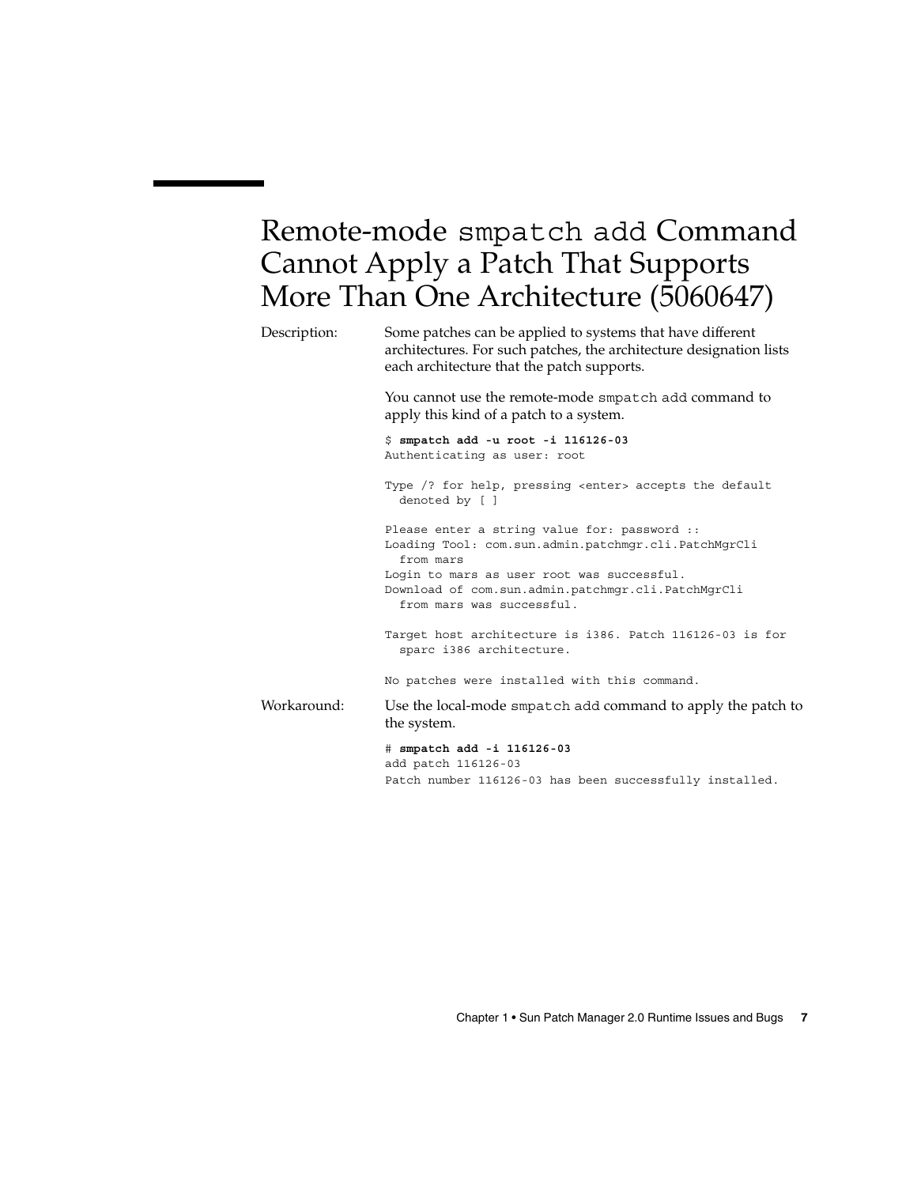# Remote-mode `smpatch add` Command Cannot Apply a Patch That Supports More Than One Architecture (5060647)

**Description:** Some patches can be applied to systems that have different architectures. For such patches, the architecture designation lists each architecture that the patch supports.

You cannot use the remote-mode `smpatch add` command to apply this kind of a patch to a system.

```
$ smpatch add -u root -i 116126-03
Authenticating as user: root

Type /? for help, pressing <enter> accepts the default
  denoted by [ ]

Please enter a string value for: password ::
Loading Tool: com.sun.admin.patchmgr.cli.PatchMgrCli
  from mars
Login to mars as user root was successful.
Download of com.sun.admin.patchmgr.cli.PatchMgrCli
  from mars was successful.

Target host architecture is i386. Patch 116126-03 is for
  sparc i386 architecture.

No patches were installed with this command.
```

**Workaround:** Use the local-mode `smpatch add` command to apply the patch to the system.

```
# smpatch add -i 116126-03
add patch 116126-03
Patch number 116126-03 has been successfully installed.
```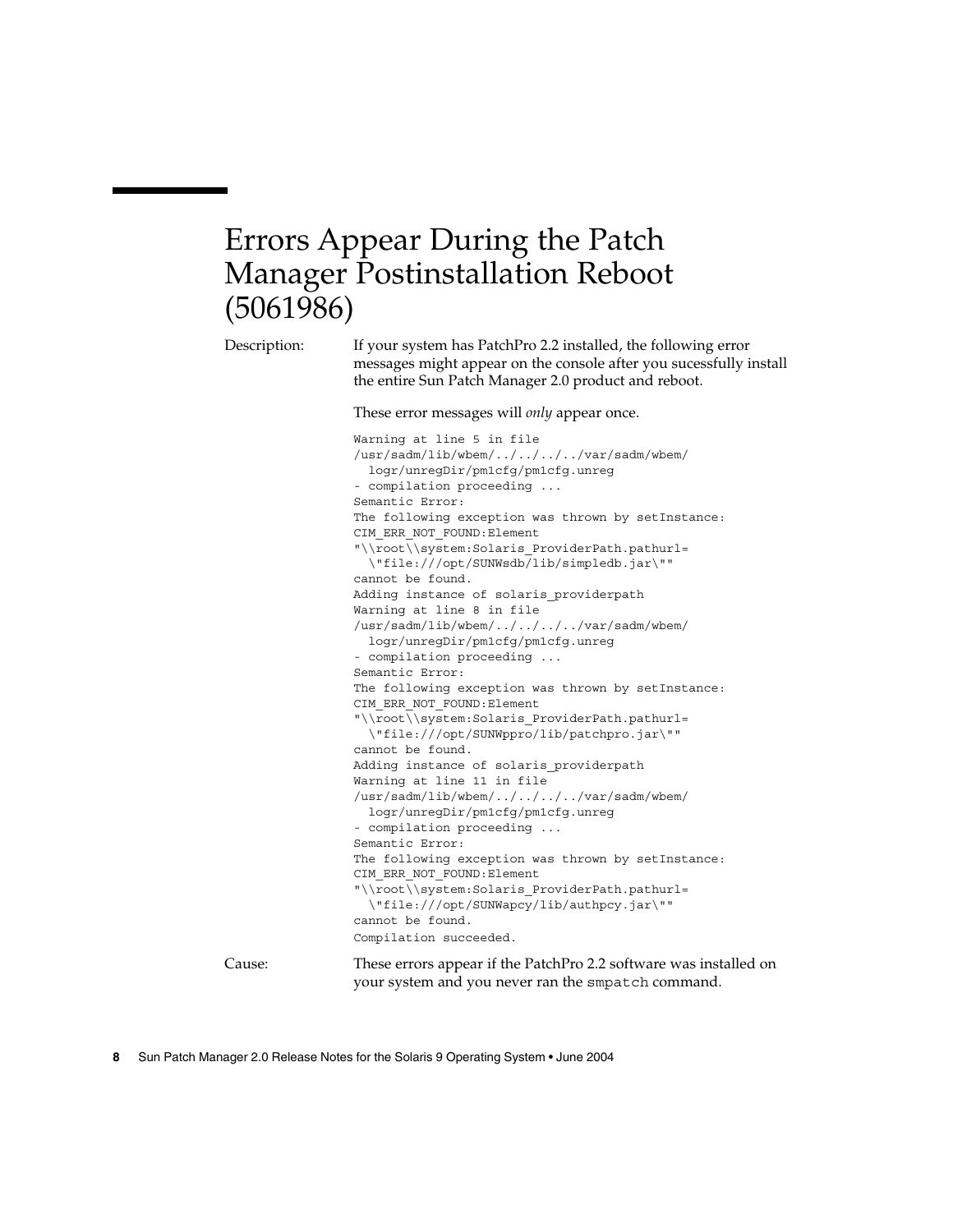# Errors Appear During the Patch Manager Postinstallation Reboot (5061986)

**Description:** If your system has PatchPro 2.2 installed, the following error messages might appear on the console after you sucessfully install the entire Sun Patch Manager 2.0 product and reboot.

These error messages will *only* appear once.

```
Warning at line 5 in file
/usr/sadm/lib/wbem/../../../../var/sadm/wbem/
  logr/unregDir/pm1cfg/pm1cfg.unreg
- compilation proceeding ...
Semantic Error:
The following exception was thrown by setInstance:
CIM_ERR_NOT_FOUND:Element
"\\root\\system:Solaris_ProviderPath.pathurl=
  \"file:///opt/SUNWsdb/lib/simpledb.jar\""
cannot be found.
Adding instance of solaris_providerpath
Warning at line 8 in file
/usr/sadm/lib/wbem/../../../../var/sadm/wbem/
  logr/unregDir/pm1cfg/pm1cfg.unreg
- compilation proceeding ...
Semantic Error:
The following exception was thrown by setInstance:
CIM_ERR_NOT_FOUND:Element
"\\root\\system:Solaris_ProviderPath.pathurl=
  \"file:///opt/SUNWppro/lib/patchpro.jar\""
cannot be found.
Adding instance of solaris_providerpath
Warning at line 11 in file
/usr/sadm/lib/wbem/../../../../var/sadm/wbem/
  logr/unregDir/pm1cfg/pm1cfg.unreg
- compilation proceeding ...
Semantic Error:
The following exception was thrown by setInstance:
CIM_ERR_NOT_FOUND:Element
"\\root\\system:Solaris_ProviderPath.pathurl=
  \"file:///opt/SUNWapcy/lib/authpcy.jar\""
cannot be found.
Compilation succeeded.
```

**Cause:** These errors appear if the PatchPro 2.2 software was installed on your system and you never ran the `smpatch` command.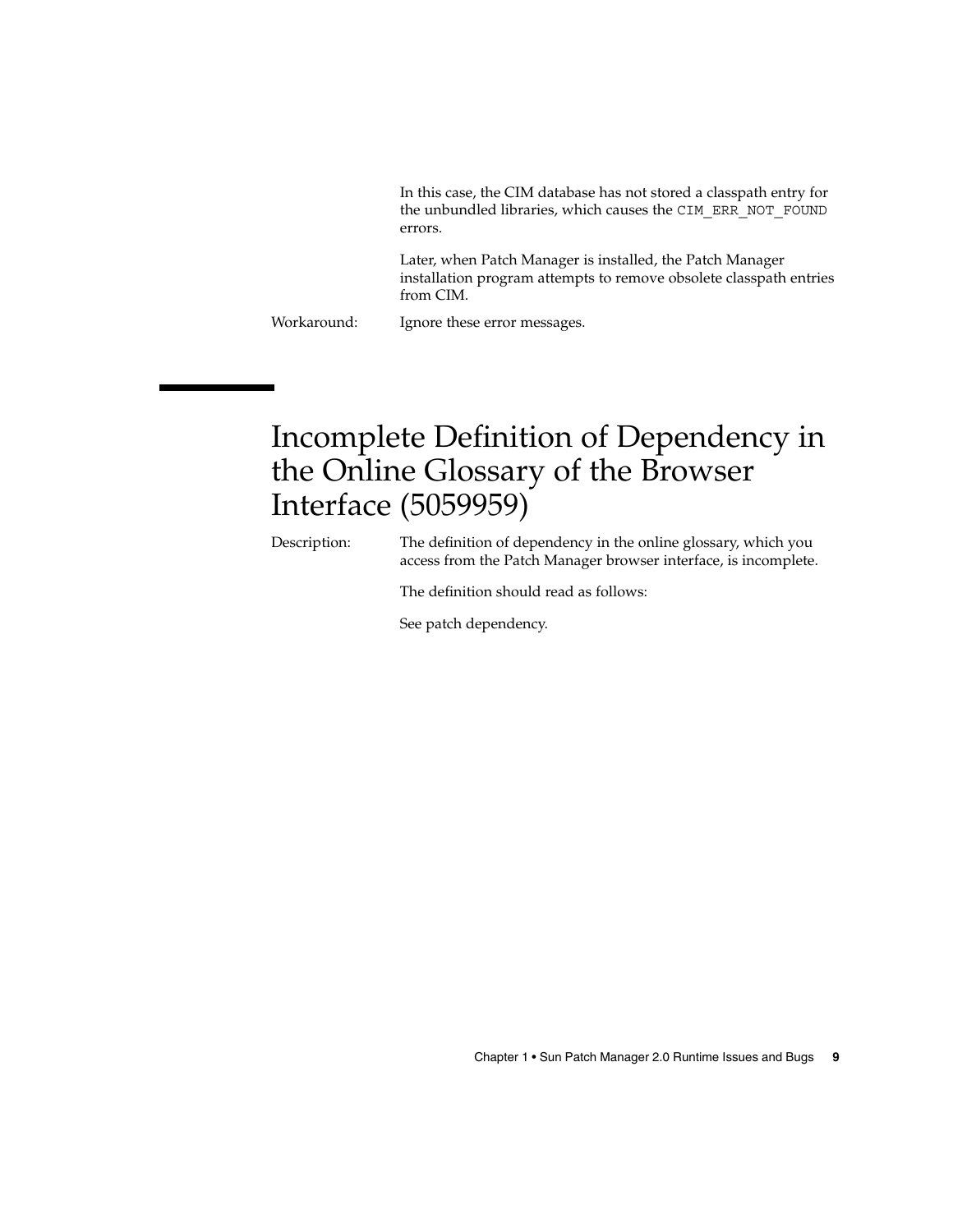In this case, the CIM database has not stored a classpath entry for the unbundled libraries, which causes the `CIM_ERR_NOT_FOUND` errors.

Later, when Patch Manager is installed, the Patch Manager installation program attempts to remove obsolete classpath entries from CIM.

Workaround: Ignore these error messages.

## Incomplete Definition of Dependency in the Online Glossary of the Browser Interface (5059959)

Description: The definition of dependency in the online glossary, which you access from the Patch Manager browser interface, is incomplete.

The definition should read as follows:

See patch dependency.